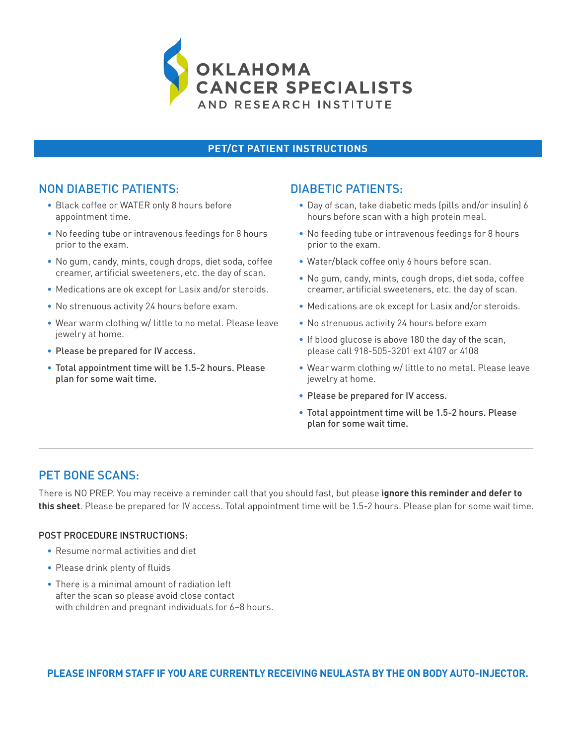# OKLAHOMA CANCER SPECIALISTS AND RESEARCH INSTITUTE

## PET/CT PATIENT INSTRUCTIONS

### NON DIABETIC PATIENTS:

- Black coffee or WATER only 8 hours before appointment time.
- No feeding tube or intravenous feedings for 8 hours prior to the exam.
- No gum, candy, mints, cough drops, diet soda, coffee creamer, artificial sweeteners, etc. the day of scan.
- Medications are ok except for Lasix and/or steroids.
- No strenuous activity 24 hours before exam.
- Wear warm clothing w/ little to no metal. Please leave jewelry at home.
- Please be prepared for IV access.
- Total appointment time will be 1.5-2 hours. Please plan for some wait time.

### DIABETIC PATIENTS:

- Day of scan, take diabetic meds (pills and/or insulin) 6 hours before scan with a high protein meal.
- No feeding tube or intravenous feedings for 8 hours prior to the exam.
- Water/black coffee only 6 hours before scan.
- No gum, candy, mints, cough drops, diet soda, coffee creamer, artificial sweeteners, etc. the day of scan.
- Medications are ok except for Lasix and/or steroids.
- No strenuous activity 24 hours before exam
- If blood glucose is above 180 the day of the scan, please call 918-505-3201 ext 4107 or 4108
- Wear warm clothing w/ little to no metal. Please leave jewelry at home.
- Please be prepared for IV access.
- Total appointment time will be 1.5-2 hours. Please plan for some wait time.

---

### PET BONE SCANS:

There is NO PREP. You may receive a reminder call that you should fast, but please **ignore this reminder and defer to this sheet**. Please be prepared for IV access. Total appointment time will be 1.5-2 hours. Please plan for some wait time.

#### POST PROCEDURE INSTRUCTIONS:

- Resume normal activities and diet
- Please drink plenty of fluids
- There is a minimal amount of radiation left after the scan so please avoid close contact with children and pregnant individuals for 6–8 hours.

**PLEASE INFORM STAFF IF YOU ARE CURRENTLY RECEIVING NEULASTA BY THE ON BODY AUTO-INJECTOR.**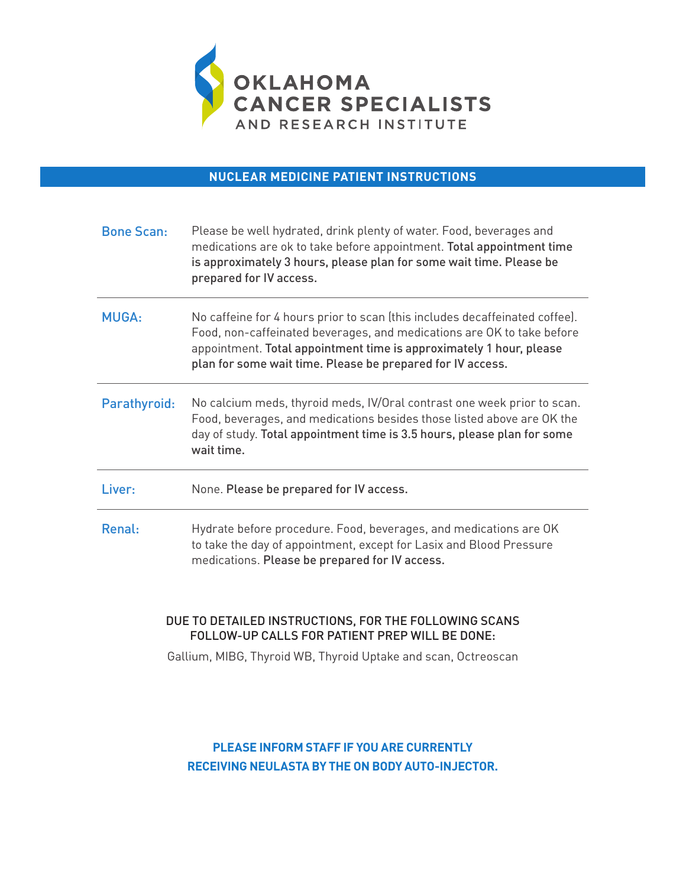# OKLAHOMA CANCER SPECIALISTS AND RESEARCH INSTITUTE

## NUCLEAR MEDICINE PATIENT INSTRUCTIONS

**Bone Scan:** Please be well hydrated, drink plenty of water. Food, beverages and medications are ok to take before appointment. **Total appointment time is approximately 3 hours, please plan for some wait time. Please be prepared for IV access.**

---

**MUGA:** No caffeine for 4 hours prior to scan (this includes decaffeinated coffee). Food, non-caffeinated beverages, and medications are OK to take before appointment. **Total appointment time is approximately 1 hour, please plan for some wait time. Please be prepared for IV access.**

---

**Parathyroid:** No calcium meds, thyroid meds, IV/Oral contrast one week prior to scan. Food, beverages, and medications besides those listed above are OK the day of study. **Total appointment time is 3.5 hours, please plan for some wait time.**

---

**Liver:** None. **Please be prepared for IV access.**

---

**Renal:** Hydrate before procedure. Food, beverages, and medications are OK to take the day of appointment, except for Lasix and Blood Pressure medications. **Please be prepared for IV access.**

DUE TO DETAILED INSTRUCTIONS, FOR THE FOLLOWING SCANS FOLLOW-UP CALLS FOR PATIENT PREP WILL BE DONE:

Gallium, MIBG, Thyroid WB, Thyroid Uptake and scan, Octreoscan

**PLEASE INFORM STAFF IF YOU ARE CURRENTLY RECEIVING NEULASTA BY THE ON BODY AUTO-INJECTOR.**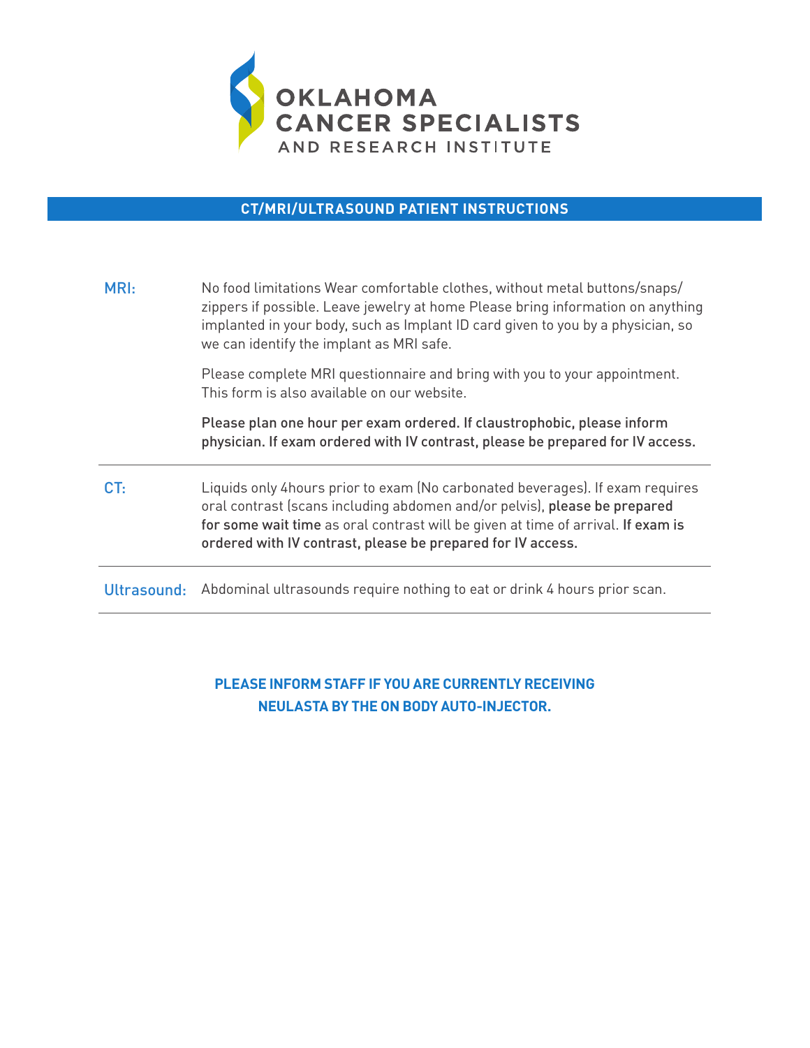OKLAHOMA CANCER SPECIALISTS AND RESEARCH INSTITUTE

## CT/MRI/ULTRASOUND PATIENT INSTRUCTIONS

**MRI:**

No food limitations Wear comfortable clothes, without metal buttons/snaps/zippers if possible. Leave jewelry at home Please bring information on anything implanted in your body, such as Implant ID card given to you by a physician, so we can identify the implant as MRI safe.

Please complete MRI questionnaire and bring with you to your appointment. This form is also available on our website.

Please plan one hour per exam ordered. If claustrophobic, please inform physician. If exam ordered with IV contrast, please be prepared for IV access.

**CT:**

Liquids only 4hours prior to exam (No carbonated beverages). If exam requires oral contrast (scans including abdomen and/or pelvis), please be prepared for some wait time as oral contrast will be given at time of arrival. If exam is ordered with IV contrast, please be prepared for IV access.

**Ultrasound:**

Abdominal ultrasounds require nothing to eat or drink 4 hours prior scan.

**PLEASE INFORM STAFF IF YOU ARE CURRENTLY RECEIVING NEULASTA BY THE ON BODY AUTO-INJECTOR.**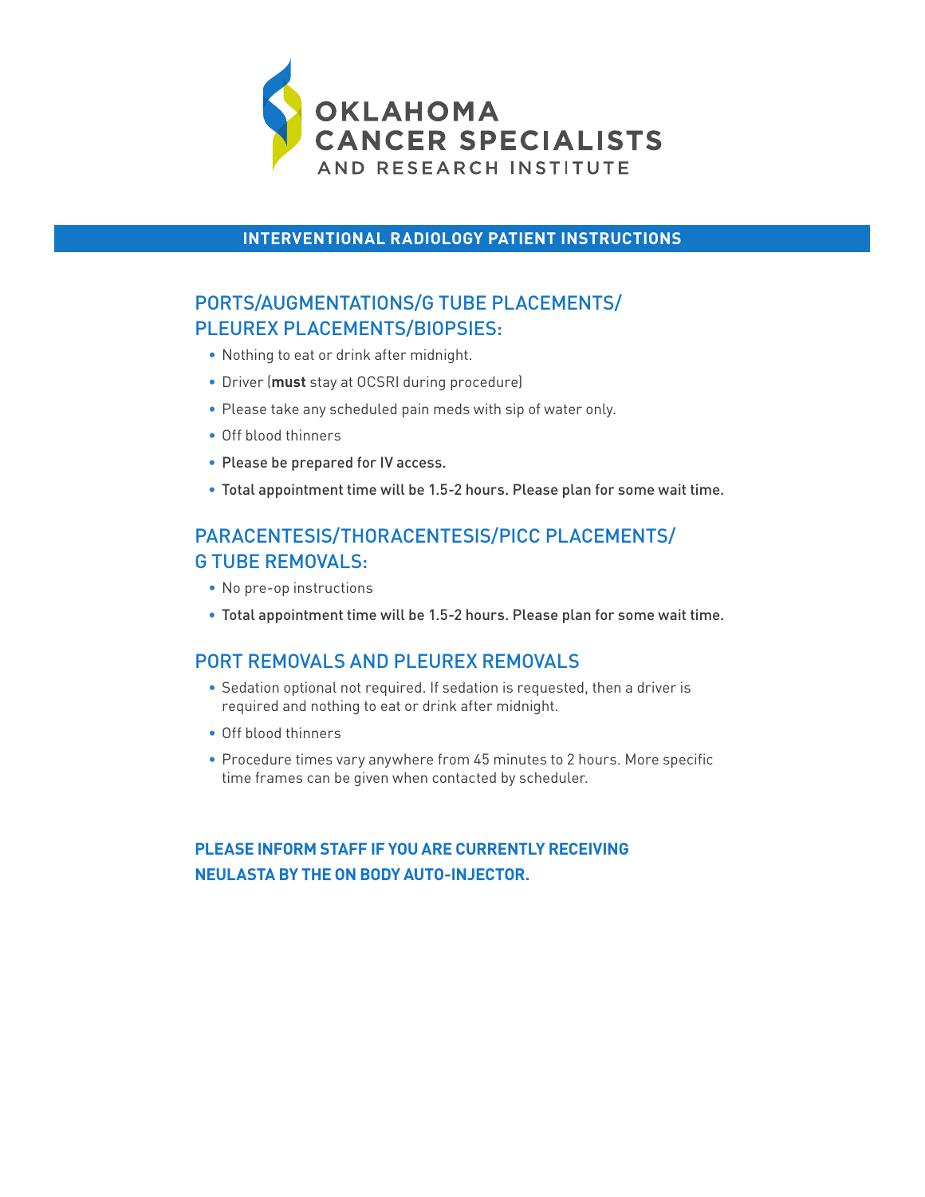OKLAHOMA
CANCER SPECIALISTS
AND RESEARCH INSTITUTE

# INTERVENTIONAL RADIOLOGY PATIENT INSTRUCTIONS

## PORTS/AUGMENTATIONS/G TUBE PLACEMENTS/ PLEUREX PLACEMENTS/BIOPSIES:

- Nothing to eat or drink after midnight.
- Driver (**must** stay at OCSRI during procedure)
- Please take any scheduled pain meds with sip of water only.
- Off blood thinners
- Please be prepared for IV access.
- Total appointment time will be 1.5-2 hours. Please plan for some wait time.

## PARACENTESIS/THORACENTESIS/PICC PLACEMENTS/ G TUBE REMOVALS:

- No pre-op instructions
- Total appointment time will be 1.5-2 hours. Please plan for some wait time.

## PORT REMOVALS AND PLEUREX REMOVALS

- Sedation optional not required. If sedation is requested, then a driver is required and nothing to eat or drink after midnight.
- Off blood thinners
- Procedure times vary anywhere from 45 minutes to 2 hours. More specific time frames can be given when contacted by scheduler.

**PLEASE INFORM STAFF IF YOU ARE CURRENTLY RECEIVING NEULASTA BY THE ON BODY AUTO-INJECTOR.**